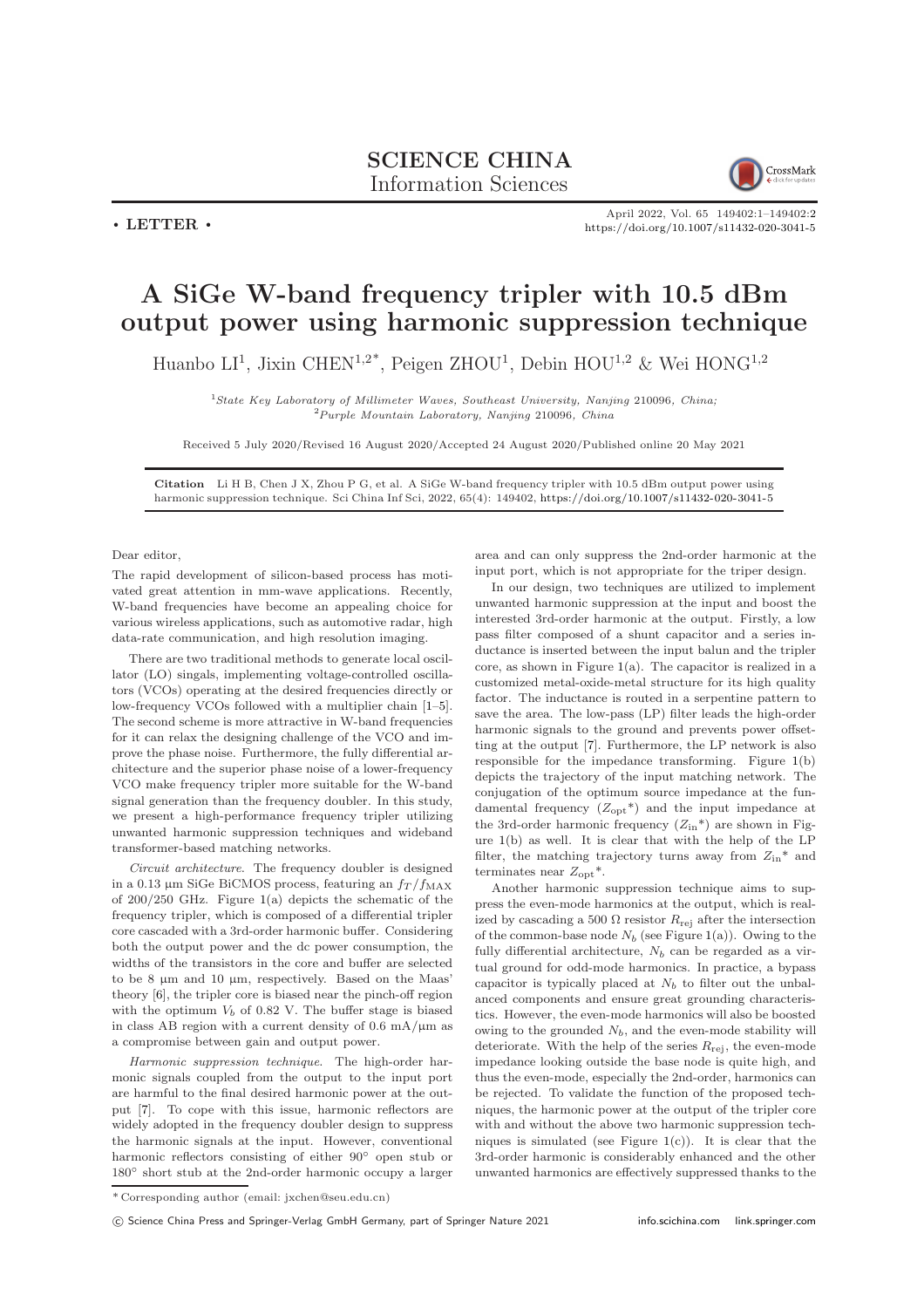SCIENCE CHINA
Information Sciences

• LETTER •

April 2022, Vol. 65 149402:1–149402:2
https://doi.org/10.1007/s11432-020-3041-5

# A SiGe W-band frequency tripler with 10.5 dBm output power using harmonic suppression technique

Huanbo LI[1], Jixin CHEN[1,2*], Peigen ZHOU[1], Debin HOU[1,2] & Wei HONG[1,2]

[1]*State Key Laboratory of Millimeter Waves, Southeast University, Nanjing* 210096*, China;*
[2]*Purple Mountain Laboratory, Nanjing* 210096*, China*

Received 5 July 2020/Revised 16 August 2020/Accepted 24 August 2020/Published online 20 May 2021

**Citation** Li H B, Chen J X, Zhou P G, et al. A SiGe W-band frequency tripler with 10.5 dBm output power using harmonic suppression technique. Sci China Inf Sci, 2022, 65(4): 149402, https://doi.org/10.1007/s11432-020-3041-5

Dear editor,

The rapid development of silicon-based process has motivated great attention in mm-wave applications. Recently, W-band frequencies have become an appealing choice for various wireless applications, such as automotive radar, high data-rate communication, and high resolution imaging.

There are two traditional methods to generate local oscillator (LO) singals, implementing voltage-controlled oscillators (VCOs) operating at the desired frequencies directly or low-frequency VCOs followed with a multiplier chain [1–5]. The second scheme is more attractive in W-band frequencies for it can relax the designing challenge of the VCO and improve the phase noise. Furthermore, the fully differential architecture and the superior phase noise of a lower-frequency VCO make frequency tripler more suitable for the W-band signal generation than the frequency doubler. In this study, we present a high-performance frequency tripler utilizing unwanted harmonic suppression techniques and wideband transformer-based matching networks.

*Circuit architecture.* The frequency doubler is designed in a 0.13 μm SiGe BiCMOS process, featuring an $f_T/f_{\rm MAX}$ of 200/250 GHz. Figure 1(a) depicts the schematic of the frequency tripler, which is composed of a differential tripler core cascaded with a 3rd-order harmonic buffer. Considering both the output power and the dc power consumption, the widths of the transistors in the core and buffer are selected to be 8 μm and 10 μm, respectively. Based on the Maas' theory [6], the tripler core is biased near the pinch-off region with the optimum $V_b$ of 0.82 V. The buffer stage is biased in class AB region with a current density of 0.6 mA/μm as a compromise between gain and output power.

*Harmonic suppression technique.* The high-order harmonic signals coupled from the output to the input port are harmful to the final desired harmonic power at the output [7]. To cope with this issue, harmonic reflectors are widely adopted in the frequency doubler design to suppress the harmonic signals at the input. However, conventional harmonic reflectors consisting of either 90° open stub or 180° short stub at the 2nd-order harmonic occupy a larger area and can only suppress the 2nd-order harmonic at the input port, which is not appropriate for the triper design.

In our design, two techniques are utilized to implement unwanted harmonic suppression at the input and boost the interested 3rd-order harmonic at the output. Firstly, a low pass filter composed of a shunt capacitor and a series inductance is inserted between the input balun and the tripler core, as shown in Figure 1(a). The capacitor is realized in a customized metal-oxide-metal structure for its high quality factor. The inductance is routed in a serpentine pattern to save the area. The low-pass (LP) filter leads the high-order harmonic signals to the ground and prevents power offsetting at the output [7]. Furthermore, the LP network is also responsible for the impedance transforming. Figure 1(b) depicts the trajectory of the input matching network. The conjugation of the optimum source impedance at the fundamental frequency ($Z_{\rm opt}$*) and the input impedance at the 3rd-order harmonic frequency ($Z_{\rm in}$*) are shown in Figure 1(b) as well. It is clear that with the help of the LP filter, the matching trajectory turns away from $Z_{\rm in}$* and terminates near $Z_{\rm opt}$*.

Another harmonic suppression technique aims to suppress the even-mode harmonics at the output, which is realized by cascading a 500 Ω resistor $R_{\rm rej}$ after the intersection of the common-base node $N_b$ (see Figure 1(a)). Owing to the fully differential architecture, $N_b$ can be regarded as a virtual ground for odd-mode harmonics. In practice, a bypass capacitor is typically placed at $N_b$ to filter out the unbalanced components and ensure great grounding characteristics. However, the even-mode harmonics will also be boosted owing to the grounded $N_b$, and the even-mode stability will deteriorate. With the help of the series $R_{\rm rej}$, the even-mode impedance looking outside the base node is quite high, and thus the even-mode, especially the 2nd-order, harmonics can be rejected. To validate the function of the proposed techniques, the harmonic power at the output of the tripler core with and without the above two harmonic suppression techniques is simulated (see Figure 1(c)). It is clear that the 3rd-order harmonic is considerably enhanced and the other unwanted harmonics are effectively suppressed thanks to the

*Corresponding author (email: jxchen@seu.edu.cn)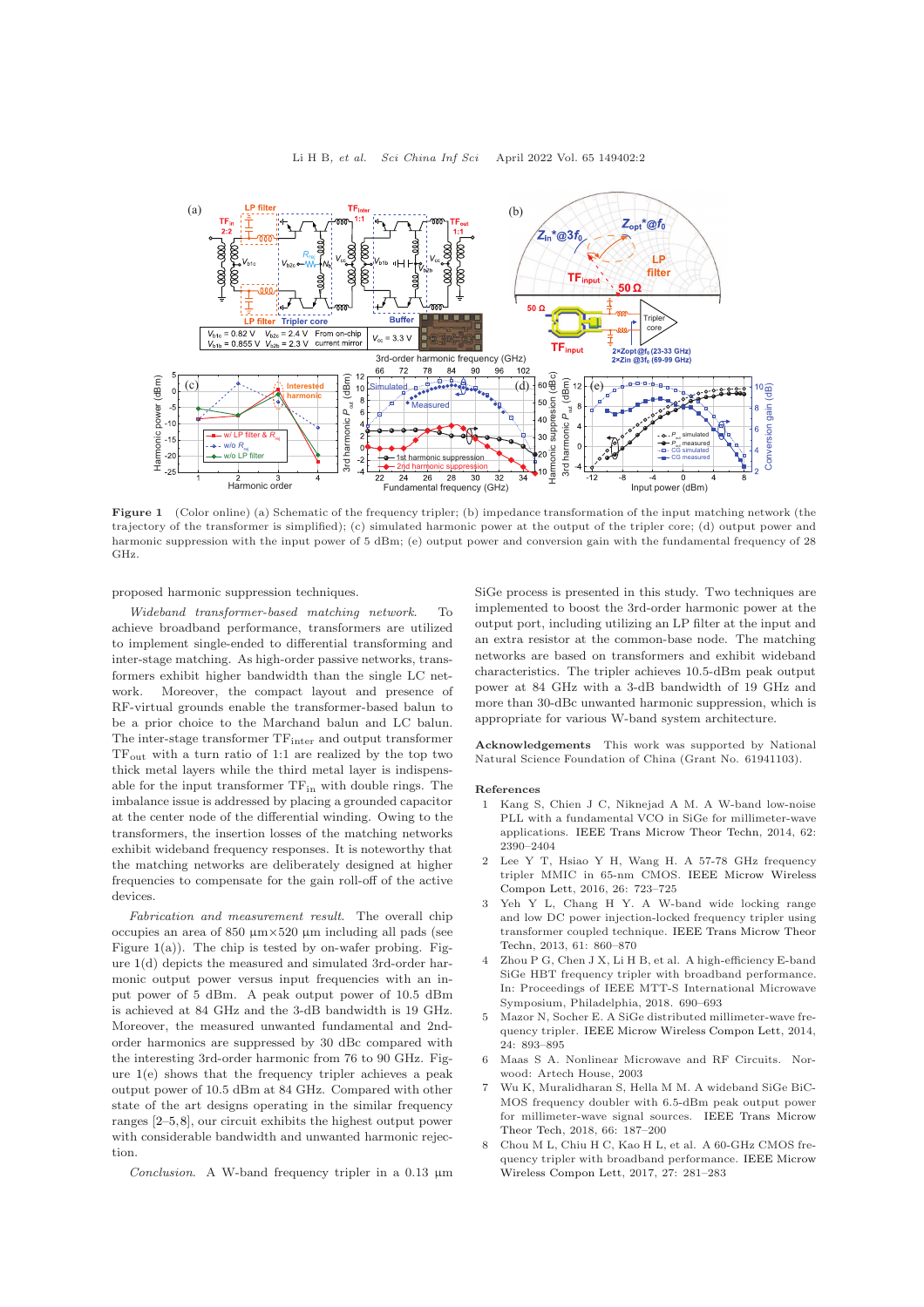(a)

LP filter

$TF_{in}$ 2:2

$TF_{inter}$ 1:1

$TF_{out}$ 1:1

$V_{b1c}$

$V_{b2c}$

$R_{eq}$

$N_1$

$V_{cc}$

$V_{b1b}$

$V_{b2b}$

LP filter Tripler core

Buffer

$V_{b1c}$ = 0.82 V $V_{b2c}$ = 2.4 V From on-chip

$V_{b1b}$ = 0.855 V $V_{b2b}$ = 2.3 V current mirror

$V_{cc}$ = 3.3 V

(b)

$Z_{in}$*@3$f_0$

$Z_{opt}$*@$f_0$

LP filter

$TF_{input}$

50 Ω

50 Ω

Tripler core

$TF_{input}$

2×Zopt@$f_0$ (23-33 GHz)

2×Zin @3$f_0$ (69-99 GHz)

(c)

Harmonic power (dBm)

Interested harmonic

w/ LP filter & $R_{eq}$

w/o $R_{eq}$

w/o LP filter

Harmonic order

(d)

3rd-order harmonic frequency (GHz)

3rd harmonic $P_{out}$ (dBm)

Simulated

Measured

1st harmonic suppression

2nd harmonic suppression

Fundamental frequency (GHz)

Harmonic suppression (dBc)

(e)

3rd harmonic $P_{out}$ (dBm)

$P_{out}$ simulated

$P_{out}$ measured

CG simulated

CG measured

Input power (dBm)

Conversion gain (dB)

**Figure 1** (Color online) (a) Schematic of the frequency tripler; (b) impedance transformation of the input matching network (the trajectory of the transformer is simplified); (c) simulated harmonic power at the output of the tripler core; (d) output power and harmonic suppression with the input power of 5 dBm; (e) output power and conversion gain with the fundamental frequency of 28 GHz.

proposed harmonic suppression techniques.

*Wideband transformer-based matching network.* To achieve broadband performance, transformers are utilized to implement single-ended to differential transforming and inter-stage matching. As high-order passive networks, transformers exhibit higher bandwidth than the single LC network. Moreover, the compact layout and presence of RF-virtual grounds enable the transformer-based balun to be a prior choice to the Marchand balun and LC balun. The inter-stage transformer $TF_{inter}$ and output transformer $TF_{out}$ with a turn ratio of 1:1 are realized by the top two thick metal layers while the third metal layer is indispensable for the input transformer $TF_{in}$ with double rings. The imbalance issue is addressed by placing a grounded capacitor at the center node of the differential winding. Owing to the transformers, the insertion losses of the matching networks exhibit wideband frequency responses. It is noteworthy that the matching networks are deliberately designed at higher frequencies to compensate for the gain roll-off of the active devices.

*Fabrication and measurement result.* The overall chip occupies an area of 850 μm×520 μm including all pads (see Figure 1(a)). The chip is tested by on-wafer probing. Figure 1(d) depicts the measured and simulated 3rd-order harmonic output power versus input frequencies with an input power of 5 dBm. A peak output power of 10.5 dBm is achieved at 84 GHz and the 3-dB bandwidth is 19 GHz. Moreover, the measured unwanted fundamental and 2nd-order harmonics are suppressed by 30 dBc compared with the interesting 3rd-order harmonic from 76 to 90 GHz. Figure 1(e) shows that the frequency tripler achieves a peak output power of 10.5 dBm at 84 GHz. Compared with other state of the art designs operating in the similar frequency ranges [2–5,8], our circuit exhibits the highest output power with considerable bandwidth and unwanted harmonic rejection.

*Conclusion.* A W-band frequency tripler in a 0.13 μm SiGe process is presented in this study. Two techniques are implemented to boost the 3rd-order harmonic power at the output port, including utilizing an LP filter at the input and an extra resistor at the common-base node. The matching networks are based on transformers and exhibit wideband characteristics. The tripler achieves 10.5-dBm peak output power at 84 GHz with a 3-dB bandwidth of 19 GHz and more than 30-dBc unwanted harmonic suppression, which is appropriate for various W-band system architecture.

**Acknowledgements** This work was supported by National Natural Science Foundation of China (Grant No. 61941103).

**References**

1 Kang S, Chien J C, Niknejad A M. A W-band low-noise PLL with a fundamental VCO in SiGe for millimeter-wave applications. IEEE Trans Microw Theor Techn, 2014, 62: 2390–2404

2 Lee Y T, Hsiao Y H, Wang H. A 57-78 GHz frequency tripler MMIC in 65-nm CMOS. IEEE Microw Wireless Compon Lett, 2016, 26: 723–725

3 Yeh Y L, Chang H Y. A W-band wide locking range and low DC power injection-locked frequency tripler using transformer coupled technique. IEEE Trans Microw Theor Techn, 2013, 61: 860–870

4 Zhou P G, Chen J X, Li H B, et al. A high-efficiency E-band SiGe HBT frequency tripler with broadband performance. In: Proceedings of IEEE MTT-S International Microwave Symposium, Philadelphia, 2018. 690–693

5 Mazor N, Socher E. A SiGe distributed millimeter-wave frequency tripler. IEEE Microw Wireless Compon Lett, 2014, 24: 893–895

6 Maas S A. Nonlinear Microwave and RF Circuits. Norwood: Artech House, 2003

7 Wu K, Muralidharan S, Hella M M. A wideband SiGe BiCMOS frequency doubler with 6.5-dBm peak output power for millimeter-wave signal sources. IEEE Trans Microw Theor Tech, 2018, 66: 187–200

8 Chou M L, Chiu H C, Kao H L, et al. A 60-GHz CMOS frequency tripler with broadband performance. IEEE Microw Wireless Compon Lett, 2017, 27: 281–283